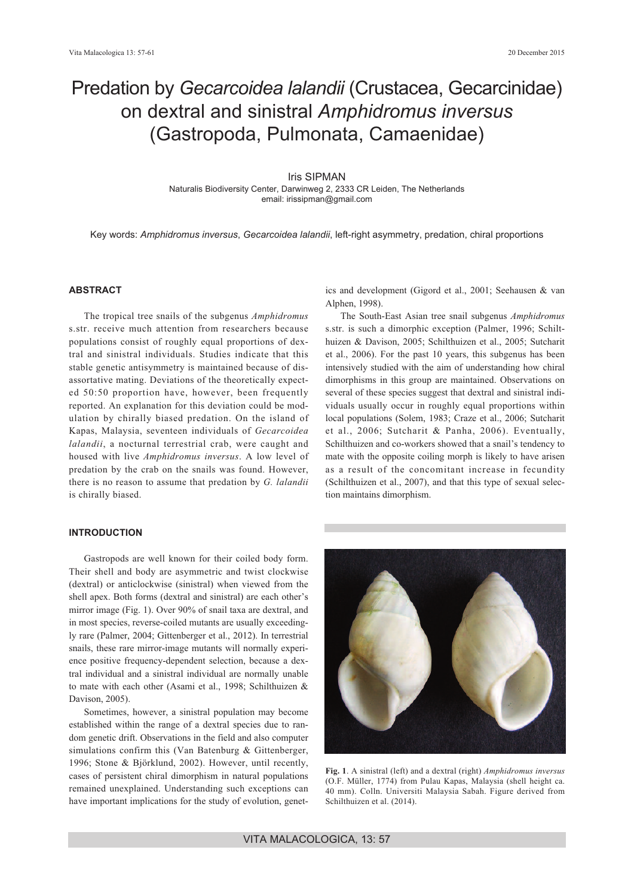# Predation by *Gecarcoidea lalandii* (Crustacea, Gecarcinidae) on dextral and sinistral *Amphidromus inversus* (Gastropoda, Pulmonata, Camaenidae)

Iris SIPMAN

Naturalis Biodiversity Center, Darwinweg 2, 2333 CR Leiden, The Netherlands
email: irissipman@gmail.com

Key words: *Amphidromus inversus*, *Gecarcoidea lalandii*, left-right asymmetry, predation, chiral proportions

## ABSTRACT

The tropical tree snails of the subgenus *Amphidromus* s.str. receive much attention from researchers because populations consist of roughly equal proportions of dextral and sinistral individuals. Studies indicate that this stable genetic antisymmetry is maintained because of disassortative mating. Deviations of the theoretically expected 50:50 proportion have, however, been frequently reported. An explanation for this deviation could be modulation by chirally biased predation. On the island of Kapas, Malaysia, seventeen individuals of *Gecarcoidea lalandii*, a nocturnal terrestrial crab, were caught and housed with live *Amphidromus inversus*. A low level of predation by the crab on the snails was found. However, there is no reason to assume that predation by *G. lalandii* is chirally biased.

## INTRODUCTION

Gastropods are well known for their coiled body form. Their shell and body are asymmetric and twist clockwise (dextral) or anticlockwise (sinistral) when viewed from the shell apex. Both forms (dextral and sinistral) are each other's mirror image (Fig. 1). Over 90% of snail taxa are dextral, and in most species, reverse-coiled mutants are usually exceedingly rare (Palmer, 2004; Gittenberger et al., 2012). In terrestrial snails, these rare mirror-image mutants will normally experience positive frequency-dependent selection, because a dextral individual and a sinistral individual are normally unable to mate with each other (Asami et al., 1998; Schilthuizen & Davison, 2005).

Sometimes, however, a sinistral population may become established within the range of a dextral species due to random genetic drift. Observations in the field and also computer simulations confirm this (Van Batenburg & Gittenberger, 1996; Stone & Björklund, 2002). However, until recently, cases of persistent chiral dimorphism in natural populations remained unexplained. Understanding such exceptions can have important implications for the study of evolution, genetics and development (Gigord et al., 2001; Seehausen & van Alphen, 1998).

The South-East Asian tree snail subgenus *Amphidromus* s.str. is such a dimorphic exception (Palmer, 1996; Schilthuizen & Davison, 2005; Schilthuizen et al., 2005; Sutcharit et al., 2006). For the past 10 years, this subgenus has been intensively studied with the aim of understanding how chiral dimorphisms in this group are maintained. Observations on several of these species suggest that dextral and sinistral individuals usually occur in roughly equal proportions within local populations (Solem, 1983; Craze et al., 2006; Sutcharit et al., 2006; Sutcharit & Panha, 2006). Eventually, Schilthuizen and co-workers showed that a snail's tendency to mate with the opposite coiling morph is likely to have arisen as a result of the concomitant increase in fecundity (Schilthuizen et al., 2007), and that this type of sexual selection maintains dimorphism.

**Fig. 1**. A sinistral (left) and a dextral (right) *Amphidromus inversus* (O.F. Müller, 1774) from Pulau Kapas, Malaysia (shell height ca. 40 mm). Colln. Universiti Malaysia Sabah. Figure derived from Schilthuizen et al. (2014).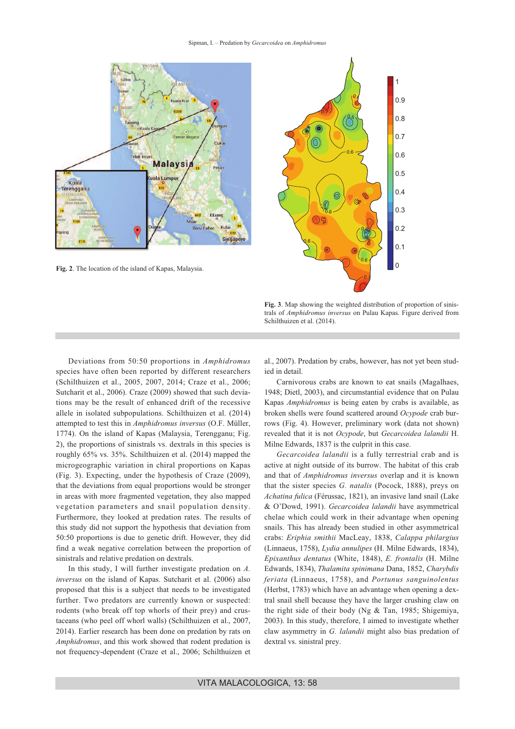Fig. 2. The location of the island of Kapas, Malaysia.

Fig. 3. Map showing the weighted distribution of proportion of sinistrals of *Amphidromus inversus* on Pulau Kapas. Figure derived from Schilthuizen et al. (2014).

Deviations from 50:50 proportions in *Amphidromus* species have often been reported by different researchers (Schilthuizen et al., 2005, 2007, 2014; Craze et al., 2006; Sutcharit et al., 2006). Craze (2009) showed that such deviations may be the result of enhanced drift of the recessive allele in isolated subpopulations. Schilthuizen et al. (2014) attempted to test this in *Amphidromus inversus* (O.F. Müller, 1774). On the island of Kapas (Malaysia, Terengganu; Fig. 2), the proportions of sinistrals vs. dextrals in this species is roughly 65% vs. 35%. Schilthuizen et al. (2014) mapped the microgeographic variation in chiral proportions on Kapas (Fig. 3). Expecting, under the hypothesis of Craze (2009), that the deviations from equal proportions would be stronger in areas with more fragmented vegetation, they also mapped vegetation parameters and snail population density. Furthermore, they looked at predation rates. The results of this study did not support the hypothesis that deviation from 50:50 proportions is due to genetic drift. However, they did find a weak negative correlation between the proportion of sinistrals and relative predation on dextrals.

In this study, I will further investigate predation on *A. inversus* on the island of Kapas. Sutcharit et al. (2006) also proposed that this is a subject that needs to be investigated further. Two predators are currently known or suspected: rodents (who break off top whorls of their prey) and crustaceans (who peel off whorl walls) (Schilthuizen et al., 2007, 2014). Earlier research has been done on predation by rats on *Amphidromus*, and this work showed that rodent predation is not frequency-dependent (Craze et al., 2006; Schilthuizen et al., 2007). Predation by crabs, however, has not yet been studied in detail.

Carnivorous crabs are known to eat snails (Magalhaes, 1948; Dietl, 2003), and circumstantial evidence that on Pulau Kapas *Amphidromus* is being eaten by crabs is available, as broken shells were found scattered around *Ocypode* crab burrows (Fig. 4). However, preliminary work (data not shown) revealed that it is not *Ocypode*, but *Gecarcoidea lalandii* H. Milne Edwards, 1837 is the culprit in this case.

*Gecarcoidea lalandii* is a fully terrestrial crab and is active at night outside of its burrow. The habitat of this crab and that of *Amphidromus inversus* overlap and it is known that the sister species *G. natalis* (Pocock, 1888), preys on *Achatina fulica* (Férussac, 1821), an invasive land snail (Lake & O'Dowd, 1991). *Gecarcoidea lalandii* have asymmetrical chelae which could work in their advantage when opening snails. This has already been studied in other asymmetrical crabs: *Eriphia smithii* MacLeay, 1838, *Calappa philargius* (Linnaeus, 1758), *Lydia annulipes* (H. Milne Edwards, 1834), *Epixanthus dentatus* (White, 1848), *E. frontalis* (H. Milne Edwards, 1834), *Thalamita spinimana* Dana, 1852, *Charybdis feriata* (Linnaeus, 1758), and *Portunus sanguinolentus* (Herbst, 1783) which have an advantage when opening a dextral snail shell because they have the larger crushing claw on the right side of their body (Ng & Tan, 1985; Shigemiya, 2003). In this study, therefore, I aimed to investigate whether claw asymmetry in *G. lalandii* might also bias predation of dextral vs. sinistral prey.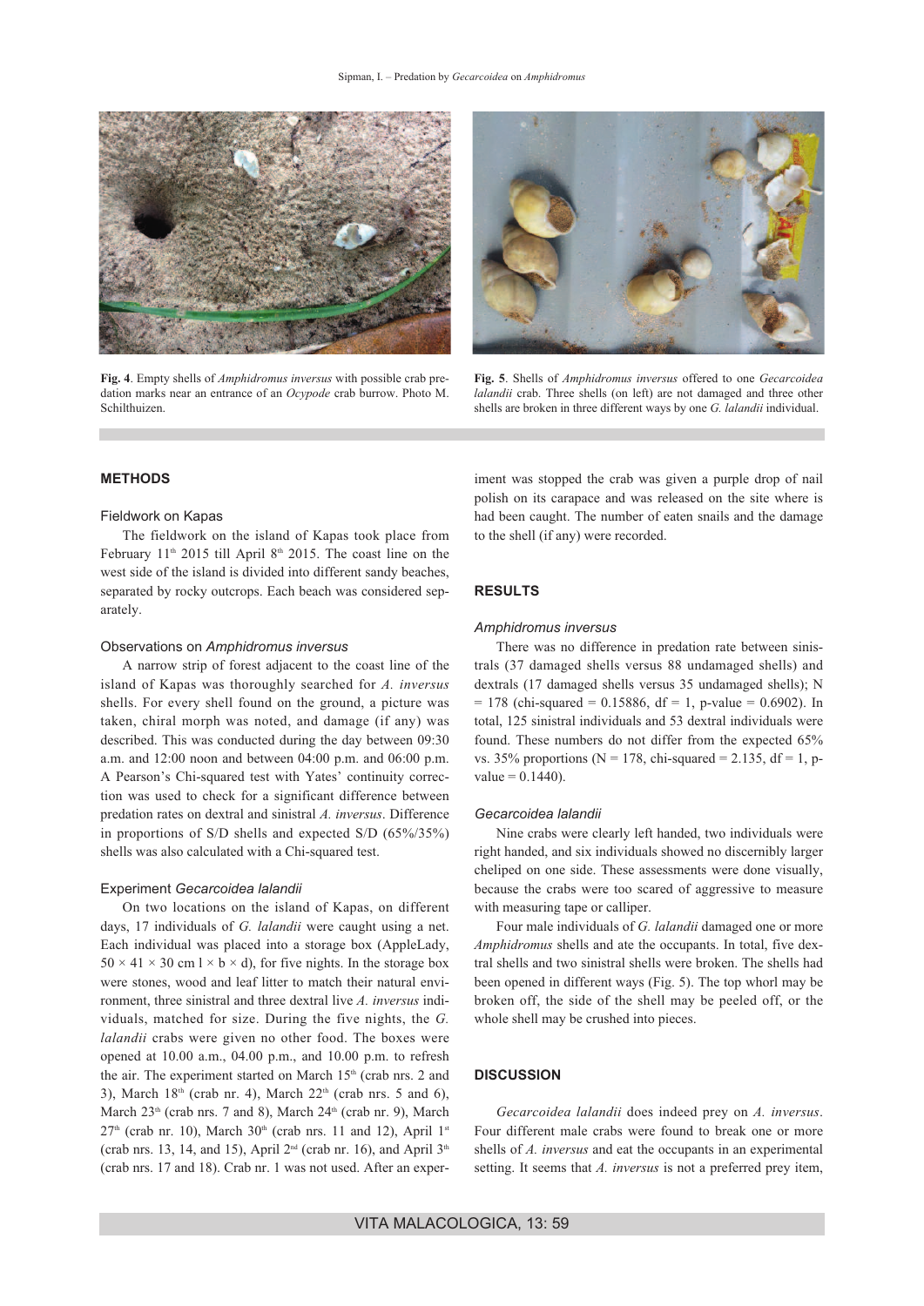**Fig. 4**. Empty shells of *Amphidromus inversus* with possible crab predation marks near an entrance of an *Ocypode* crab burrow. Photo M. Schilthuizen.

**Fig. 5**. Shells of *Amphidromus inversus* offered to one *Gecarcoidea lalandii* crab. Three shells (on left) are not damaged and three other shells are broken in three different ways by one *G. lalandii* individual.

## METHODS

### Fieldwork on Kapas

The fieldwork on the island of Kapas took place from February 11th 2015 till April 8th 2015. The coast line on the west side of the island is divided into different sandy beaches, separated by rocky outcrops. Each beach was considered separately.

### Observations on *Amphidromus inversus*

A narrow strip of forest adjacent to the coast line of the island of Kapas was thoroughly searched for *A. inversus* shells. For every shell found on the ground, a picture was taken, chiral morph was noted, and damage (if any) was described. This was conducted during the day between 09:30 a.m. and 12:00 noon and between 04:00 p.m. and 06:00 p.m. A Pearson's Chi-squared test with Yates' continuity correction was used to check for a significant difference between predation rates on dextral and sinistral *A. inversus*. Difference in proportions of S/D shells and expected S/D (65%/35%) shells was also calculated with a Chi-squared test.

### Experiment *Gecarcoidea lalandii*

On two locations on the island of Kapas, on different days, 17 individuals of *G. lalandii* were caught using a net. Each individual was placed into a storage box (AppleLady, 50 × 41 × 30 cm l × b × d), for five nights. In the storage box were stones, wood and leaf litter to match their natural environment, three sinistral and three dextral live *A. inversus* individuals, matched for size. During the five nights, the *G. lalandii* crabs were given no other food. The boxes were opened at 10.00 a.m., 04.00 p.m., and 10.00 p.m. to refresh the air. The experiment started on March 15th (crab nrs. 2 and 3), March 18th (crab nr. 4), March 22nd (crab nrs. 5 and 6), March 23rd (crab nrs. 7 and 8), March 24th (crab nr. 9), March 27th (crab nr. 10), March 30th (crab nrs. 11 and 12), April 1st (crab nrs. 13, 14, and 15), April 2nd (crab nr. 16), and April 3th (crab nrs. 17 and 18). Crab nr. 1 was not used. After an experiment was stopped the crab was given a purple drop of nail polish on its carapace and was released on the site where is had been caught. The number of eaten snails and the damage to the shell (if any) were recorded.

## RESULTS

### *Amphidromus inversus*

There was no difference in predation rate between sinistrals (37 damaged shells versus 88 undamaged shells) and dextrals (17 damaged shells versus 35 undamaged shells); N = 178 (chi-squared = 0.15886, df = 1, p-value = 0.6902). In total, 125 sinistral individuals and 53 dextral individuals were found. These numbers do not differ from the expected 65% vs. 35% proportions (N = 178, chi-squared = 2.135, df = 1, p-value = 0.1440).

### *Gecarcoidea lalandii*

Nine crabs were clearly left handed, two individuals were right handed, and six individuals showed no discernibly larger cheliped on one side. These assessments were done visually, because the crabs were too scared of aggressive to measure with measuring tape or calliper.

Four male individuals of *G. lalandii* damaged one or more *Amphidromus* shells and ate the occupants. In total, five dextral shells and two sinistral shells were broken. The shells had been opened in different ways (Fig. 5). The top whorl may be broken off, the side of the shell may be peeled off, or the whole shell may be crushed into pieces.

## DISCUSSION

*Gecarcoidea lalandii* does indeed prey on *A. inversus*. Four different male crabs were found to break one or more shells of *A. inversus* and eat the occupants in an experimental setting. It seems that *A. inversus* is not a preferred prey item,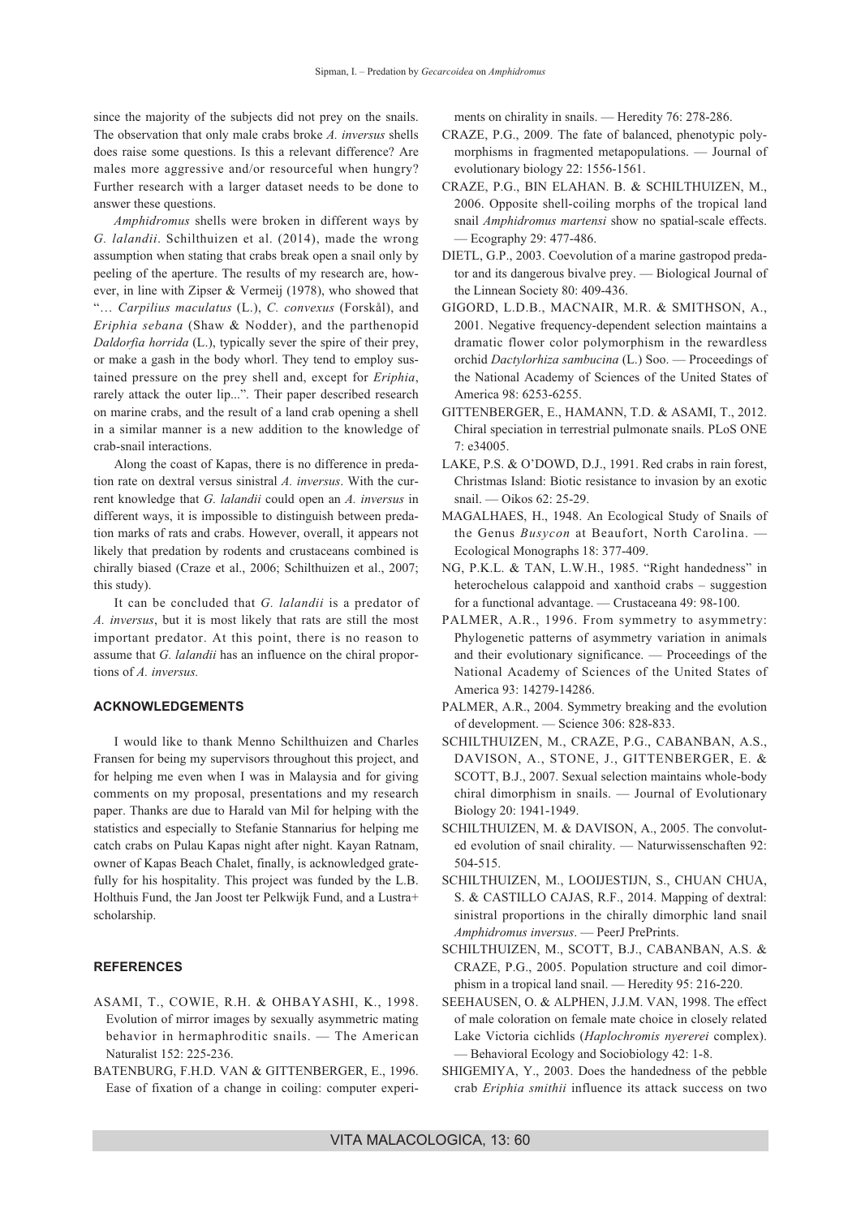since the majority of the subjects did not prey on the snails. The observation that only male crabs broke *A. inversus* shells does raise some questions. Is this a relevant difference? Are males more aggressive and/or resourceful when hungry? Further research with a larger dataset needs to be done to answer these questions.

*Amphidromus* shells were broken in different ways by *G. lalandii*. Schilthuizen et al. (2014), made the wrong assumption when stating that crabs break open a snail only by peeling of the aperture. The results of my research are, however, in line with Zipser & Vermeij (1978), who showed that "… *Carpilius maculatus* (L.), *C. convexus* (Forskål), and *Eriphia sebana* (Shaw & Nodder), and the parthenopid *Daldorfia horrida* (L.), typically sever the spire of their prey, or make a gash in the body whorl. They tend to employ sustained pressure on the prey shell and, except for *Eriphia*, rarely attack the outer lip...". Their paper described research on marine crabs, and the result of a land crab opening a shell in a similar manner is a new addition to the knowledge of crab-snail interactions.

Along the coast of Kapas, there is no difference in predation rate on dextral versus sinistral *A. inversus*. With the current knowledge that *G. lalandii* could open an *A. inversus* in different ways, it is impossible to distinguish between predation marks of rats and crabs. However, overall, it appears not likely that predation by rodents and crustaceans combined is chirally biased (Craze et al., 2006; Schilthuizen et al., 2007; this study).

It can be concluded that *G. lalandii* is a predator of *A. inversus*, but it is most likely that rats are still the most important predator. At this point, there is no reason to assume that *G. lalandii* has an influence on the chiral proportions of *A. inversus.*

## ACKNOWLEDGEMENTS

I would like to thank Menno Schilthuizen and Charles Fransen for being my supervisors throughout this project, and for helping me even when I was in Malaysia and for giving comments on my proposal, presentations and my research paper. Thanks are due to Harald van Mil for helping with the statistics and especially to Stefanie Stannarius for helping me catch crabs on Pulau Kapas night after night. Kayan Ratnam, owner of Kapas Beach Chalet, finally, is acknowledged gratefully for his hospitality. This project was funded by the L.B. Holthuis Fund, the Jan Joost ter Pelkwijk Fund, and a Lustra+ scholarship.

## REFERENCES

ASAMI, T., COWIE, R.H. & OHBAYASHI, K., 1998. Evolution of mirror images by sexually asymmetric mating behavior in hermaphroditic snails. — The American Naturalist 152: 225-236.

BATENBURG, F.H.D. VAN & GITTENBERGER, E., 1996. Ease of fixation of a change in coiling: computer experiments on chirality in snails. — Heredity 76: 278-286.

CRAZE, P.G., 2009. The fate of balanced, phenotypic polymorphisms in fragmented metapopulations. — Journal of evolutionary biology 22: 1556-1561.

CRAZE, P.G., BIN ELAHAN. B. & SCHILTHUIZEN, M., 2006. Opposite shell-coiling morphs of the tropical land snail *Amphidromus martensi* show no spatial-scale effects. — Ecography 29: 477-486.

DIETL, G.P., 2003. Coevolution of a marine gastropod predator and its dangerous bivalve prey. — Biological Journal of the Linnean Society 80: 409-436.

GIGORD, L.D.B., MACNAIR, M.R. & SMITHSON, A., 2001. Negative frequency-dependent selection maintains a dramatic flower color polymorphism in the rewardless orchid *Dactylorhiza sambucina* (L.) Soo. — Proceedings of the National Academy of Sciences of the United States of America 98: 6253-6255.

GITTENBERGER, E., HAMANN, T.D. & ASAMI, T., 2012. Chiral speciation in terrestrial pulmonate snails. PLoS ONE 7: e34005.

LAKE, P.S. & O'DOWD, D.J., 1991. Red crabs in rain forest, Christmas Island: Biotic resistance to invasion by an exotic snail. — Oikos 62: 25-29.

MAGALHAES, H., 1948. An Ecological Study of Snails of the Genus *Busycon* at Beaufort, North Carolina. — Ecological Monographs 18: 377-409.

NG, P.K.L. & TAN, L.W.H., 1985. "Right handedness" in heterochelous calappoid and xanthoid crabs – suggestion for a functional advantage. — Crustaceana 49: 98-100.

PALMER, A.R., 1996. From symmetry to asymmetry: Phylogenetic patterns of asymmetry variation in animals and their evolutionary significance. — Proceedings of the National Academy of Sciences of the United States of America 93: 14279-14286.

PALMER, A.R., 2004. Symmetry breaking and the evolution of development. — Science 306: 828-833.

SCHILTHUIZEN, M., CRAZE, P.G., CABANBAN, A.S., DAVISON, A., STONE, J., GITTENBERGER, E. & SCOTT, B.J., 2007. Sexual selection maintains whole-body chiral dimorphism in snails. — Journal of Evolutionary Biology 20: 1941-1949.

SCHILTHUIZEN, M. & DAVISON, A., 2005. The convoluted evolution of snail chirality. — Naturwissenschaften 92: 504-515.

SCHILTHUIZEN, M., LOOIJESTIJN, S., CHUAN CHUA, S. & CASTILLO CAJAS, R.F., 2014. Mapping of dextral: sinistral proportions in the chirally dimorphic land snail *Amphidromus inversus*. — PeerJ PrePrints.

SCHILTHUIZEN, M., SCOTT, B.J., CABANBAN, A.S. & CRAZE, P.G., 2005. Population structure and coil dimorphism in a tropical land snail. — Heredity 95: 216-220.

SEEHAUSEN, O. & ALPHEN, J.J.M. VAN, 1998. The effect of male coloration on female mate choice in closely related Lake Victoria cichlids (*Haplochromis nyererei* complex). — Behavioral Ecology and Sociobiology 42: 1-8.

SHIGEMIYA, Y., 2003. Does the handedness of the pebble crab *Eriphia smithii* influence its attack success on two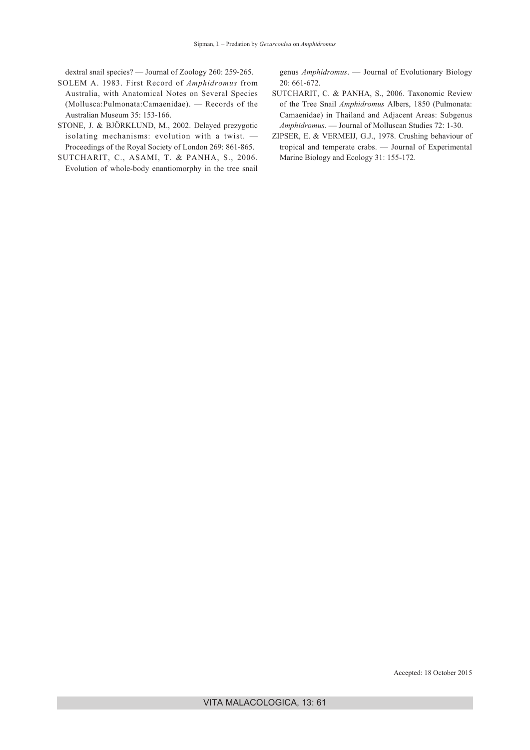dextral snail species? — Journal of Zoology 260: 259-265.

SOLEM A. 1983. First Record of *Amphidromus* from Australia, with Anatomical Notes on Several Species (Mollusca:Pulmonata:Camaenidae). — Records of the Australian Museum 35: 153-166.

STONE, J. & BJÖRKLUND, M., 2002. Delayed prezygotic isolating mechanisms: evolution with a twist. — Proceedings of the Royal Society of London 269: 861-865.

SUTCHARIT, C., ASAMI, T. & PANHA, S., 2006. Evolution of whole-body enantiomorphy in the tree snail genus *Amphidromus*. — Journal of Evolutionary Biology 20: 661-672.

SUTCHARIT, C. & PANHA, S., 2006. Taxonomic Review of the Tree Snail *Amphidromus* Albers, 1850 (Pulmonata: Camaenidae) in Thailand and Adjacent Areas: Subgenus *Amphidromus*. — Journal of Molluscan Studies 72: 1-30.

ZIPSER, E. & VERMEIJ, G.J., 1978. Crushing behaviour of tropical and temperate crabs. — Journal of Experimental Marine Biology and Ecology 31: 155-172.

Accepted: 18 October 2015